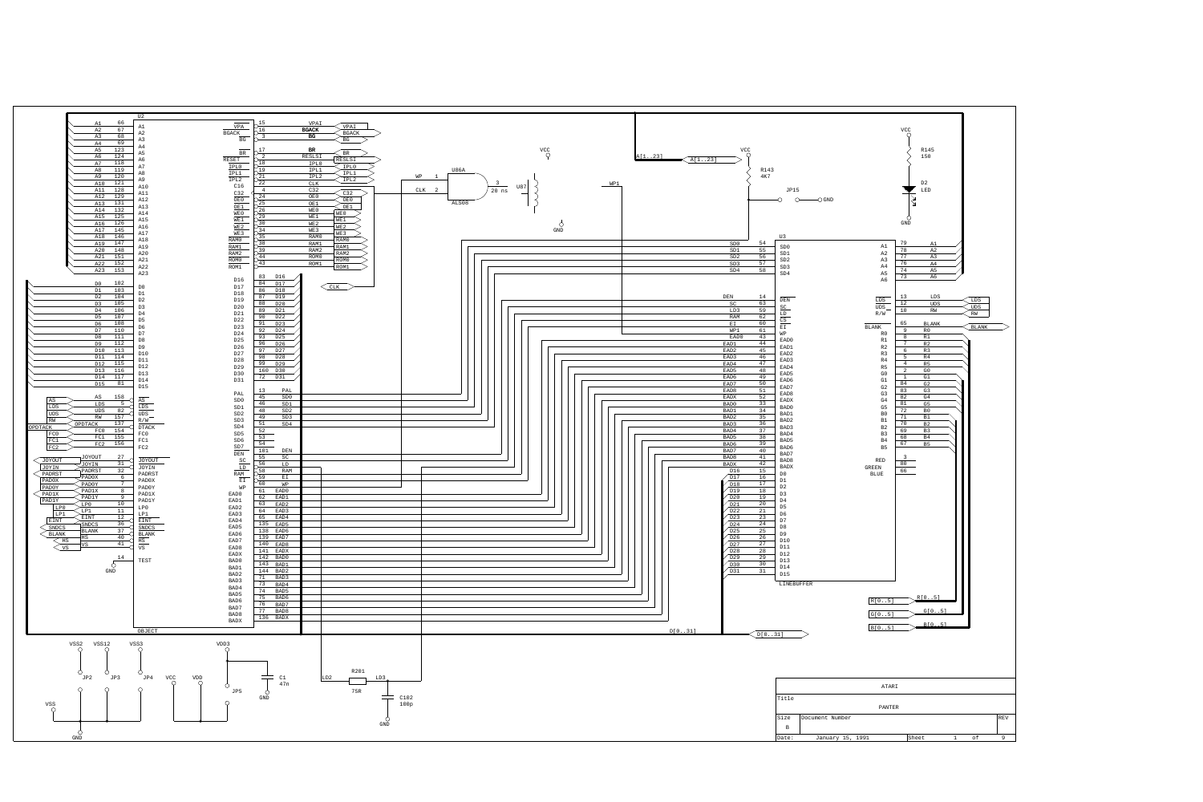# ATARI

**Title:** PANTER

| Size | Document Number | REV |
| --- | --- | --- |
| B | | |

**Date:** January 15, 1991 — Sheet 1 of 9

## U2 — OBJECT

| Signal | Pin | Signal | Pin |
| --- | --- | --- | --- |
| A1 | 66 | D0 | 102 |
| A2 | 67 | D1 | 103 |
| A3 | 68 | D2 | 104 |
| A4 | 69 | D3 | 105 |
| A5 | 123 | D4 | 106 |
| A6 | 124 | D5 | 107 |
| A7 | 118 | D6 | 108 |
| A8 | 119 | D7 | 110 |
| A9 | 120 | D8 | 111 |
| A10 | 121 | D9 | 112 |
| A11 | 128 | D10 | 113 |
| A12 | 129 | D11 | 114 |
| A13 | 131 | D12 | 115 |
| A14 | 132 | D13 | 116 |
| A15 | 125 | D14 | 117 |
| A16 | 126 | D15 | 81 |
| A17 | 145 | AS | 158 |
| A18 | 146 | LDS | 5 |
| A19 | 147 | UDS | 82 |
| A20 | 148 | RW | 157 |
| A21 | 151 | DTACK | 137 |
| A22 | 152 | FC0 | 154 |
| A23 | 153 | FC1 | 155 |
| | | FC2 | 156 |
| JOYOUT | 27 | JOYIN | 31 |
| PADRST | 32 | PAD0X | 6 |
| PAD0Y | 7 | PAD1X | 8 |
| PAD1Y | 9 | LP0 | 10 |
| LP1 | 11 | EINT | 12 |
| SNDCS | 36 | BLANK | 37 |
| HS | 40 | VS | 41 |
| TEST | 14 | | |

| Signal | Pin | Net |
| --- | --- | --- |
| VPA | 15 | VPAI |
| BGACK | 16 | BGACK |
| BG | 3 | BG |
| BR | 17 | BR |
| RESET | 2 | RESLSI |
| IPL0 | 18 | IPL0 |
| IPL1 | 19 | IPL1 |
| IPL2 | 21 | IPL2 |
| C16 | 22 | CLK |
| C32 | 4 | C32 |
| OE0 | 24 | OE0 |
| OE1 | 25 | OE1 |
| WE0 | 26 | WE0 |
| WE1 | 29 | WE1 |
| WE2 | 30 | WE2 |
| WE3 | 34 | WE3 |
| RAM0 | 35 | RAM0 |
| RAM1 | 38 | RAM1 |
| RAM2 | 39 | RAM2 |
| ROM0 | 44 | ROM0 |
| ROM1 | 43 | ROM1 |
| D16 | 83 | D16 |
| D17 | 84 | D17 |
| D18 | 86 | D18 |
| D19 | 87 | D19 |
| D20 | 88 | D20 |
| D21 | 89 | D21 |
| D22 | 90 | D22 |
| D23 | 91 | D23 |
| D24 | 92 | D24 |
| D25 | 93 | D25 |
| D26 | 96 | D26 |
| D27 | 97 | D27 |
| D28 | 98 | D28 |
| D29 | 99 | D29 |
| D30 | 100 | D30 |
| D31 | 72 | D31 |
| PAL | 13 | PAL |
| SD0 | 45 | SD0 |
| SD1 | 46 | SD1 |
| SD2 | 48 | SD2 |
| SD3 | 49 | SD3 |
| SD4 | 51 | SD4 |
| SD5 | 52 | |
| SD6 | 53 | |
| SD7 | 54 | |
| DEN | 101 | DEN |
| SC | 55 | SC |
| LD | 56 | LD |
| RAM | 58 | RAM |
| EI | 59 | EI |
| WP | 60 | WP |
| EAD0 | 61 | EAD0 |
| EAD1 | 62 | EAD1 |
| EAD2 | 63 | EAD2 |
| EAD3 | 64 | EAD3 |
| EAD4 | 65 | EAD4 |
| EAD5 | 135 | EAD5 |
| EAD6 | 138 | EAD6 |
| EAD7 | 139 | EAD7 |
| EAD8 | 140 | EAD8 |
| EADX | 141 | EADX |
| BAD0 | 142 | BAD0 |
| BAD1 | 143 | BAD1 |
| BAD2 | 144 | BAD2 |
| BAD3 | 71 | BAD3 |
| BAD4 | 73 | BAD4 |
| BAD5 | 74 | BAD5 |
| BAD6 | 75 | BAD6 |
| BAD7 | 76 | BAD7 |
| BAD8 | 77 | BAD8 |
| BADX | 136 | BADX |

## U3 — LINEBUFFER

| Net | Pin | Signal |
| --- | --- | --- |
| SD0 | 54 | SD0 |
| SD1 | 55 | SD1 |
| SD2 | 56 | SD2 |
| SD3 | 57 | SD3 |
| SD4 | 58 | SD4 |
| DEN | 14 | DEN |
| SC | 63 | SC |
| LD3 | 59 | LD |
| RAM | 62 | CS |
| EI | 60 | EI |
| WP1 | 61 | WP |
| EAD0 | 43 | EAD0 |
| EAD1 | 44 | EAD1 |
| EAD2 | 45 | EAD2 |
| EAD3 | 46 | EAD3 |
| EAD4 | 47 | EAD4 |
| EAD5 | 48 | EAD5 |
| EAD6 | 49 | EAD6 |
| EAD7 | 50 | EAD7 |
| EAD8 | 51 | EAD8 |
| EADX | 52 | EADX |
| BAD0 | 33 | BAD0 |
| BAD1 | 34 | BAD1 |
| BAD2 | 35 | BAD2 |
| BAD3 | 36 | BAD3 |
| BAD4 | 37 | BAD4 |
| BAD5 | 38 | BAD5 |
| BAD6 | 39 | BAD6 |
| BAD7 | 40 | BAD7 |
| BAD8 | 41 | BAD8 |
| BADX | 42 | BADX |
| D16 | 15 | D0 |
| D17 | 16 | D1 |
| D18 | 17 | D2 |
| D19 | 18 | D3 |
| D20 | 19 | D4 |
| D21 | 20 | D5 |
| D22 | 21 | D6 |
| D23 | 23 | D7 |
| D24 | 24 | D8 |
| D25 | 25 | D9 |
| D26 | 26 | D10 |
| D27 | 27 | D11 |
| D28 | 28 | D12 |
| D29 | 29 | D13 |
| D30 | 30 | D14 |
| D31 | 31 | D15 |

| Signal | Pin | Net |
| --- | --- | --- |
| A1 | 79 | A1 |
| A2 | 78 | A2 |
| A3 | 77 | A3 |
| A4 | 76 | A4 |
| A5 | 74 | A5 |
| A6 | 73 | A6 |
| LDS | 13 | LDS |
| UDS | 12 | UDS |
| R/W | 10 | RW |
| BLANK | 65 | BLANK |
| R0 | 9 | R0 |
| R1 | 8 | R1 |
| R2 | 7 | R2 |
| R3 | 6 | R3 |
| R4 | 5 | R4 |
| R5 | 4 | R5 |
| G0 | 2 | G0 |
| G1 | 1 | G1 |
| G2 | 84 | G2 |
| G3 | 83 | G3 |
| G4 | 82 | G4 |
| G5 | 81 | G5 |
| B0 | 72 | B0 |
| B1 | 71 | B1 |
| B2 | 70 | B2 |
| B3 | 69 | B3 |
| B4 | 68 | B4 |
| B5 | 67 | B5 |
| RED | 3 | |
| GREEN | 80 | |
| BLUE | 66 | |

## Other components

- U86A (ALS08): WP (pin 1), CLK (pin 2) → pin 3 → U87 (20 ns) → WP1
- R143 4K7 to VCC; JP15 to GND
- R145 150, D2 LED, VCC to GND
- R201 75R (LD2 – LD3), C182 100p to GND
- C1 47n (VDD3 to GND)
- JP2, JP3, JP4, JP5: VSS2, VSS12, VSS3, VCC, VDD, VSS, GND
- Buses: A[1..23], D[0..31], R[0..5], G[0..5], B[0..5]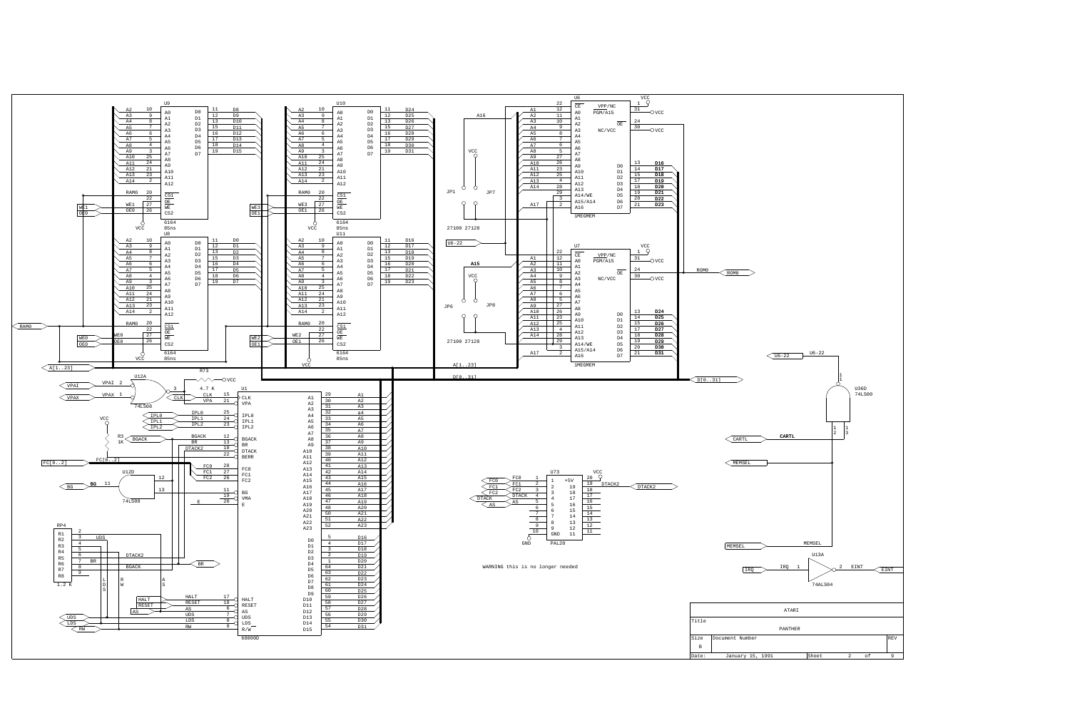ATARI

PANTHER

| Title | PANTHER | |
|---|---|---|
| Size | Document Number | REV |
| B | | |
| Date: January 15, 1991 | Sheet 2 of 9 | |

U9 6164 85ns — U8 6164 85ns — U10 6164 85ns — U11 6164 85ns

U6 1MEGMEM — U7 1MEGMEM

JP1 JP7 27100 27128

JP6 JP8 27100 27128

U1 68000D

U12A 74LS08 — U12D 74LS08

U36D 74LS00

U73 PAL20

U13A 74ALS04

RP4 1.2 K

R73 4.7 K

R3 1K

WARNING this is no longer needed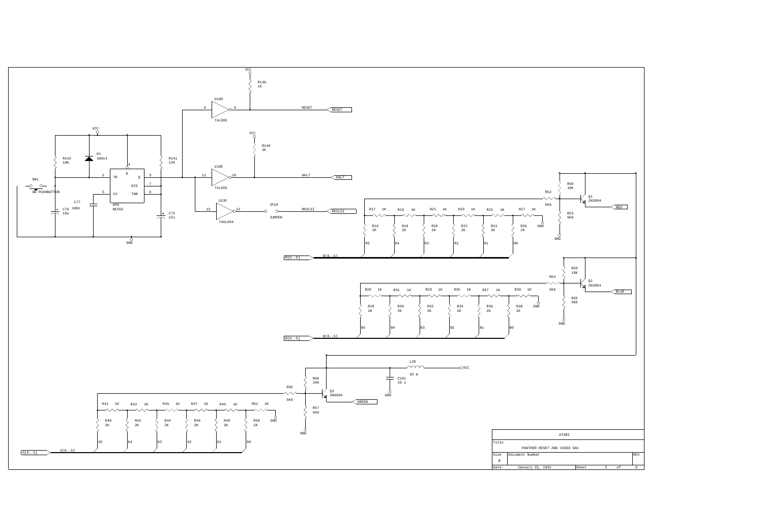VCC

R139
1K

U18D

9 8

RESET

RESET

74LS05

VCC

VCC

R140
1K

R142
10K

D1
1N914

R141
12K

4

R

U18E

2 TR Q 3

11 10

HALT

HALT

SW1

7
DIS

74LS05

SW PUSHBUTTON

5 CV THR 6

U13F

C77

JP10

RESLSI

RESLSI

13 12

C76 10u 100n

U66
NE555

C75
22u

74ALS04

JUMPER

GND

R58
18K

R52

Q1
2N3904

5K6

RED

R17 1K R19 1K R21 1K R23 1K R25 1K R27 1K

R53
5K6

R16
2K

R18
2K

R20
2K

R22
2K

R24
2K

R26
2K

GND

GND

R5 R4 R3 R2 R1 R0

R[0..5]

R[0..5]

R59
18K

R54

Q2
2N3904

5K6

BLUE

R29 1K R31 1K R33 1K R35 1K R37 1K R39 1K

R55
5K6

R28
2K

R30
2K

R32
2K

R34
2K

R36
2K

R38
2K

GND

GND

B5 B4 B3 B2 B1 B0

B[0..5]

B[0..5]

L20

VCC

10 m

R60
18K

C101
10 u

R56

Q3
2N3904

GND

5K6

GREEN

R41 1K R43 1K R45 1K R47 1K R49 1K R51 1K

R57
5K6

R40
2K

R42
2K

R44
2K

R46
2K

R48
2K

R50
2K

GND

GND

G5 G4 G3 G2 G1 G0

G[0..5]

G[0..5]

| ATARI | | |
|---|---|---|
| Title | PANTHER RESET AND VIDEO DAC | |
| Size B | Document Number | REV |
| Date: January 15, 1991 | Sheet 3 of 9 | |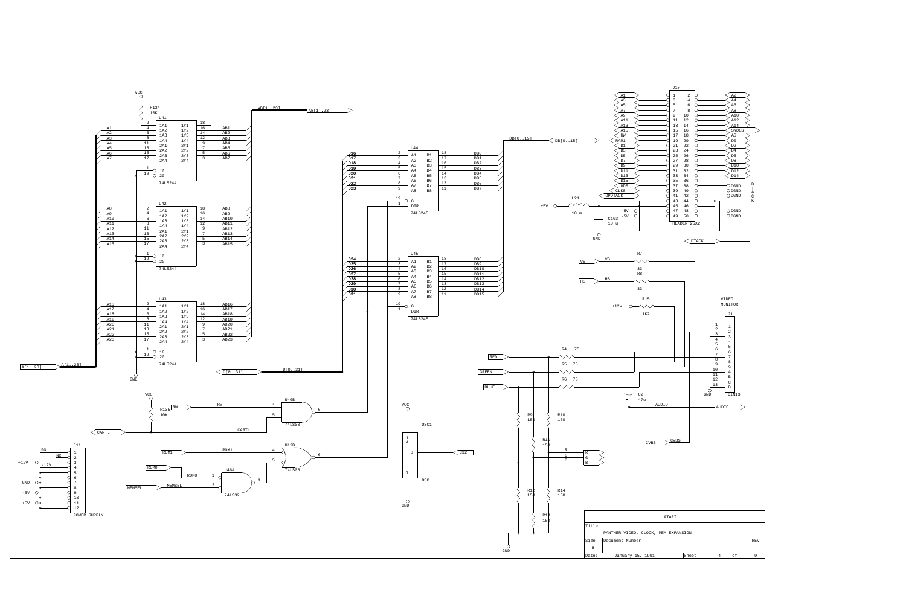# PANTHER VIDEO, CLOCK, MEM EXPANSION

| | |
|---|---|
| Company | ATARI |
| Title | PANTHER VIDEO, CLOCK, MEM EXPANSION |
| Size | B |
| Document Number | |
| REV | |
| Date | January 15, 1991 |
| Sheet | 4 of 9 |

VCC

R134 10K

U41 74LS244

| Pin | Signal | Pin | Signal |
|---|---|---|---|
| 2 (1A1) | (pull-up R134) | 18 (1Y1) | |
| 4 (1A2) | A1 | 16 (1Y2) | AB1 |
| 6 (1A3) | A2 | 14 (1Y3) | AB2 |
| 8 (1A4) | A3 | 12 (1Y4) | AB3 |
| 11 (2A1) | A4 | 9 (2Y1) | AB4 |
| 13 (2A2) | A5 | 7 (2Y2) | AB5 |
| 15 (2A3) | A6 | 5 (2Y3) | AB6 |
| 17 (2A4) | A7 | 3 (2Y4) | AB7 |
| 1 (1G) | | 19 (2G) | |

U42 74LS244

| Pin | Signal | Pin | Signal |
|---|---|---|---|
| 2 (1A1) | A8 | 18 (1Y1) | AB8 |
| 4 (1A2) | A9 | 16 (1Y2) | AB9 |
| 6 (1A3) | A10 | 14 (1Y3) | AB10 |
| 8 (1A4) | A11 | 12 (1Y4) | AB11 |
| 11 (2A1) | A12 | 9 (2Y1) | AB12 |
| 13 (2A2) | A13 | 7 (2Y2) | AB13 |
| 15 (2A3) | A14 | 5 (2Y3) | AB14 |
| 17 (2A4) | A15 | 3 (2Y4) | AB15 |
| 1 (1G) | | 19 (2G) | |

U43 74LS244

| Pin | Signal | Pin | Signal |
|---|---|---|---|
| 2 (1A1) | A16 | 18 (1Y1) | AB16 |
| 4 (1A2) | A17 | 16 (1Y2) | AB17 |
| 6 (1A3) | A18 | 14 (1Y3) | AB18 |
| 8 (1A4) | A19 | 12 (1Y4) | AB19 |
| 11 (2A1) | A20 | 9 (2Y1) | AB20 |
| 13 (2A2) | A21 | 7 (2Y2) | AB21 |
| 15 (2A3) | A22 | 5 (2Y3) | AB22 |
| 17 (2A4) | A23 | 3 (2Y4) | AB23 |
| 1 (1G) | GND | 19 (2G) | GND |

A[1..23] — AB[1..23] — D[0..31] — DB[0..15]

U44 74LS245

| Pin | Signal | Pin | Signal |
|---|---|---|---|
| 2 (A1) | D16 | 18 (B1) | DB0 |
| 3 (A2) | D17 | 17 (B2) | DB1 |
| 4 (A3) | D18 | 16 (B3) | DB2 |
| 5 (A4) | D19 | 15 (B4) | DB3 |
| 6 (A5) | D20 | 14 (B5) | DB4 |
| 7 (A6) | D21 | 13 (B6) | DB5 |
| 8 (A7) | D22 | 12 (B7) | DB6 |
| 9 (A8) | D23 | 11 (B8) | DB7 |
| 19 (G) | | 1 (DIR) | |

U45 74LS245

| Pin | Signal | Pin | Signal |
|---|---|---|---|
| 2 (A1) | D24 | 18 (B1) | DB8 |
| 3 (A2) | D25 | 17 (B2) | DB9 |
| 4 (A3) | D26 | 16 (B3) | DB10 |
| 5 (A4) | D27 | 15 (B4) | DB11 |
| 6 (A5) | D28 | 14 (B5) | DB12 |
| 7 (A6) | D29 | 13 (B6) | DB13 |
| 8 (A7) | D30 | 12 (B7) | DB14 |
| 9 (A8) | D31 | 11 (B8) | DB15 |
| 19 (G) | | 1 (DIR) | |

VCC — R135 10K — RW — U40B 74LS08 (pins 4, 5 → 6) — CARTL

ROM1 — U12B 74LS08 (pins 4, 5 → 6)

ROM0, MEMSEL — U46A 74LS32 (pins 1, 2 → 3)

OSC1: VCC (pins 1, 4), 8 — C32, 7 — GND; OSC

J11 POWER SUPPLY

| Pin | Signal |
|---|---|
| 1 | PG |
| 2 | NC |
| 3 | +12V |
| 4 | -12V |
| 5–8 | GND |
| 9–10 | -5V |
| 11–12 | +5V |

J10 HEADER 25X2

| Signal | Pin | Pin | Signal |
|---|---|---|---|
| A1 | 1 | 2 | A2 |
| A3 | 3 | 4 | A4 |
| A5 | 5 | 6 | A6 |
| A7 | 7 | 8 | A8 |
| A9 | 9 | 10 | A10 |
| A11 | 11 | 12 | A12 |
| A13 | 13 | 14 | A14 |
| A15 | 15 | 16 | SNDCS |
| RW | 17 | 18 | AS |
| RAM1 | 19 | 20 | D0 |
| D1 | 21 | 22 | D2 |
| D3 | 23 | 24 | D4 |
| D5 | 25 | 26 | D6 |
| D7 | 27 | 28 | D8 |
| D9 | 29 | 30 | D10 |
| D11 | 31 | 32 | D12 |
| D13 | 33 | 34 | D14 |
| D15 | 35 | 36 | DTACK |
| UDS | 37 | 38 | DGND |
| CLK8 | 39 | 40 | DGND |
| OPDTACK | 41 | 42 | DGND |
| | 43 | 44 | |
| | 45 | 46 | |
| -5V | 47 | 48 | DGND |
| -5V | 49 | 50 | DGND |

+5V — L21 10 m — C103 10 u — GND

VS — R7 33; HS — R8 33; +12V — R15 1K2

RED — R4 75; GREEN — R5 75; BLUE — R6 75

R9 150, R10 150, R11 150, R12 150, R13 150, R14 150 — GND

R, G, B

CVBS; AUDIO — C2 47u

VIDEO MONITOR J1 DIN13 (pins 1–13, 1–9, A–D), GND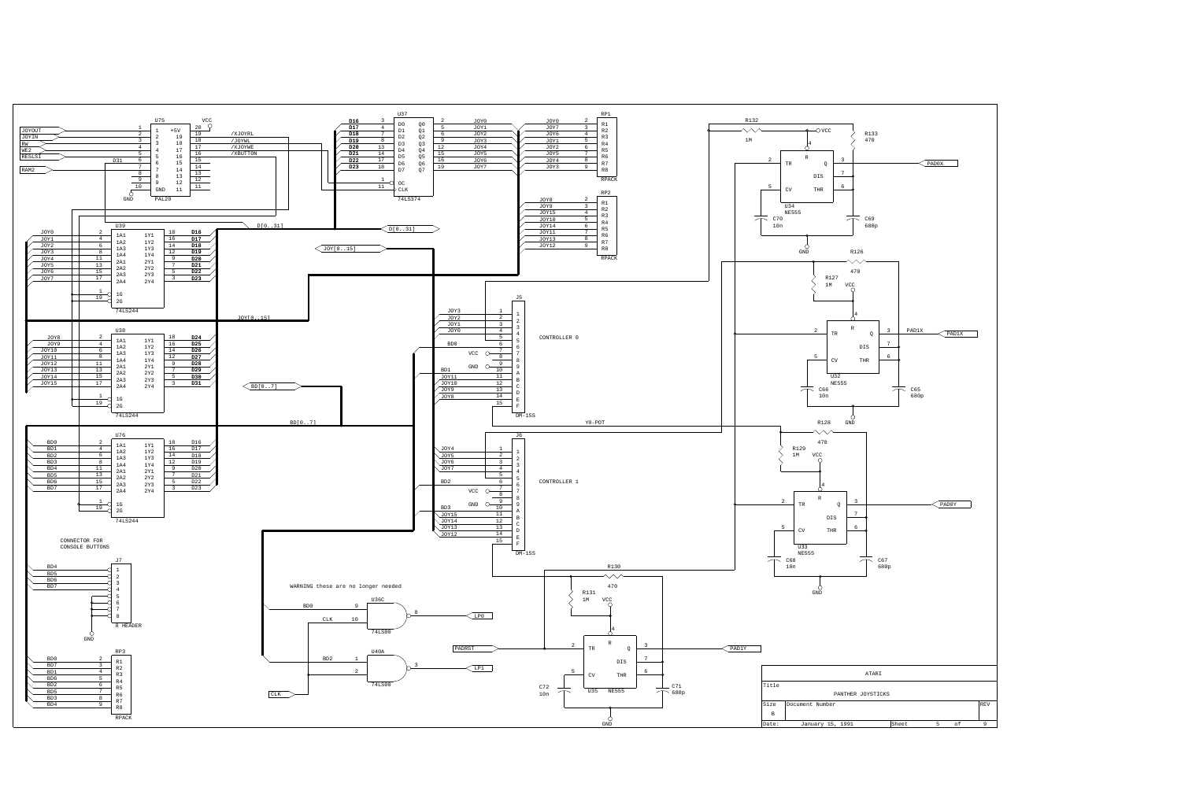# PANTHER JOYSTICKS

CONNECTOR FOR CONSOLE BUTTONS

WARNING these are no longer needed

| ATARI | | |
|---|---|---|
| Title: PANTHER JOYSTICKS | | |
| Size: B | Document Number | REV |
| Date: January 15, 1991 | Sheet 5 of 9 | |

## U75 (PAL20)

| Pin | Signal | Pin | Signal |
|---|---|---|---|
| 1 | JOYOUT | 24/20 | +5V (VCC) |
| 2 | JOYIN | 19 | /XJOYRL |
| 3 | RW | 18 | /JOYWL |
| 4 | WE2 | 17 | /XJOYWE |
| 5 | RESLSI | 16 | /XBUTTON |
| 6 | D31 | 15 | |
| 7 | RAM2 | 14 | |
| 8 | | 13 | |
| 9 | | 12 | |
| 10 | GND | 11 | |

## U37 (74LS374)

| Input | Pin | D | Q | Pin | Output |
|---|---|---|---|---|---|
| D16 | 3 | D0 | Q0 | 2 | JOY0 |
| D17 | 4 | D1 | Q1 | 5 | JOY1 |
| D18 | 7 | D2 | Q2 | 6 | JOY2 |
| D19 | 8 | D3 | Q3 | 9 | JOY3 |
| D20 | 13 | D4 | Q4 | 12 | JOY4 |
| D21 | 14 | D5 | Q5 | 15 | JOY5 |
| D22 | 17 | D6 | Q6 | 16 | JOY6 |
| D23 | 18 | D7 | Q7 | 19 | JOY7 |

OC (pin 1), CLK (pin 11)

## RP1 (RPACK)

| Signal | Pin | R |
|---|---|---|
| JOY0 | 2 | R1 |
| JOY7 | 3 | R2 |
| JOY6 | 4 | R3 |
| JOY1 | 5 | R4 |
| JOY2 | 6 | R5 |
| JOY5 | 7 | R6 |
| JOY4 | 8 | R7 |
| JOY3 | 9 | R8 |

## RP2 (RPACK)

| Signal | Pin | R |
|---|---|---|
| JOY8 | 2 | R1 |
| JOY9 | 3 | R2 |
| JOY15 | 4 | R3 |
| JOY10 | 5 | R4 |
| JOY14 | 6 | R5 |
| JOY11 | 7 | R6 |
| JOY13 | 8 | R7 |
| JOY12 | 9 | R8 |

## U39 (74LS244)

| Input | Pin | In | Out | Pin | Output |
|---|---|---|---|---|---|
| JOY0 | 2 | 1A1 | 1Y1 | 18 | D16 |
| JOY1 | 4 | 1A2 | 1Y2 | 16 | D17 |
| JOY2 | 6 | 1A3 | 1Y3 | 14 | D18 |
| JOY3 | 8 | 1A4 | 1Y4 | 12 | D19 |
| JOY4 | 11 | 2A1 | 2Y1 | 9 | D20 |
| JOY5 | 13 | 2A2 | 2Y2 | 7 | D21 |
| JOY6 | 15 | 2A3 | 2Y3 | 5 | D22 |
| JOY7 | 17 | 2A4 | 2Y4 | 3 | D23 |

1G (pin 1), 2G (pin 19)

## U38 (74LS244)

| Input | Pin | In | Out | Pin | Output |
|---|---|---|---|---|---|
| JOY8 | 2 | 1A1 | 1Y1 | 18 | D24 |
| JOY9 | 4 | 1A2 | 1Y2 | 16 | D25 |
| JOY10 | 6 | 1A3 | 1Y3 | 14 | D26 |
| JOY11 | 8 | 1A4 | 1Y4 | 12 | D27 |
| JOY12 | 11 | 2A1 | 2Y1 | 9 | D28 |
| JOY13 | 13 | 2A2 | 2Y2 | 7 | D29 |
| JOY14 | 15 | 2A3 | 2Y3 | 5 | D30 |
| JOY15 | 17 | 2A4 | 2Y4 | 3 | D31 |

1G (pin 1), 2G (pin 19)

## U76 (74LS244)

| Input | Pin | In | Out | Pin | Output |
|---|---|---|---|---|---|
| BD0 | 2 | 1A1 | 1Y1 | 18 | D16 |
| BD1 | 4 | 1A2 | 1Y2 | 16 | D17 |
| BD2 | 6 | 1A3 | 1Y3 | 14 | D18 |
| BD3 | 8 | 1A4 | 1Y4 | 12 | D19 |
| BD4 | 11 | 2A1 | 2Y1 | 9 | D20 |
| BD5 | 13 | 2A2 | 2Y2 | 7 | D21 |
| BD6 | 15 | 2A3 | 2Y3 | 5 | D22 |
| BD7 | 17 | 2A4 | 2Y4 | 3 | D23 |

1G (pin 1), 2G (pin 19)

Buses: D[0..31], JOY[0..15], BD[0..7]

## J5 — CONTROLLER 0 (DM-15S)

| Pin | Signal |
|---|---|
| 1 | JOY3 |
| 2 | JOY2 |
| 3 | JOY1 |
| 4 | JOY0 |
| 5 | (PAD0X) |
| 6 | BD0 |
| 7 | VCC |
| 8 | |
| 9 | GND |
| 10 | BD1 |
| 11 | JOY11 |
| 12 | JOY10 |
| 13 | JOY9 |
| 14 | JOY8 |
| 15 | Y0-POT |

## J6 — CONTROLLER 1 (DM-15S)

| Pin | Signal |
|---|---|
| 1 | JOY4 |
| 2 | JOY5 |
| 3 | JOY6 |
| 4 | JOY7 |
| 5 | |
| 6 | BD2 |
| 7 | VCC |
| 8 | |
| 9 | GND |
| 10 | BD3 |
| 11 | JOY15 |
| 12 | JOY14 |
| 13 | JOY13 |
| 14 | JOY12 |
| 15 | |

## J7 (8 HEADER) — Connector for console buttons

| Pin | Signal |
|---|---|
| 1 | BD4 |
| 2 | BD5 |
| 3 | BD6 |
| 4 | BD7 |
| 5–8 | GND |

## RP3 (RPACK)

| Signal | Pin | R |
|---|---|---|
| BD0 | 2 | R1 |
| BD7 | 3 | R2 |
| BD1 | 4 | R3 |
| BD6 | 5 | R4 |
| BD2 | 6 | R5 |
| BD5 | 7 | R6 |
| BD3 | 8 | R7 |
| BD4 | 9 | R8 |

## U36C / U40A (74LS00)

- U36C: BD0 (pin 9), CLK (pin 10) → pin 8 → LP0
- U40A: BD2 (pin 1), pin 2 → pin 3 → LP1

## NE555 paddle timers

| Timer | Output | Resistors | Capacitors |
|---|---|---|---|
| U34 NE555 | PAD0X | R132 1M, R133 470 | C70 10n, C69 680p |
| U32 NE555 | PAD1X | R126 470, R127 1M | C66 10n, C65 680p |
| U33 NE555 | PAD0Y | R128 470, R129 1M | C68 10n, C67 680p |
| U35 NE555 | PAD1Y | R130 470, R131 1M | C72 10n, C71 680p |

Pins: TR (2), R (4), Q (3), DIS (7), CV (5), THR (6). PADRST drives TR of U35.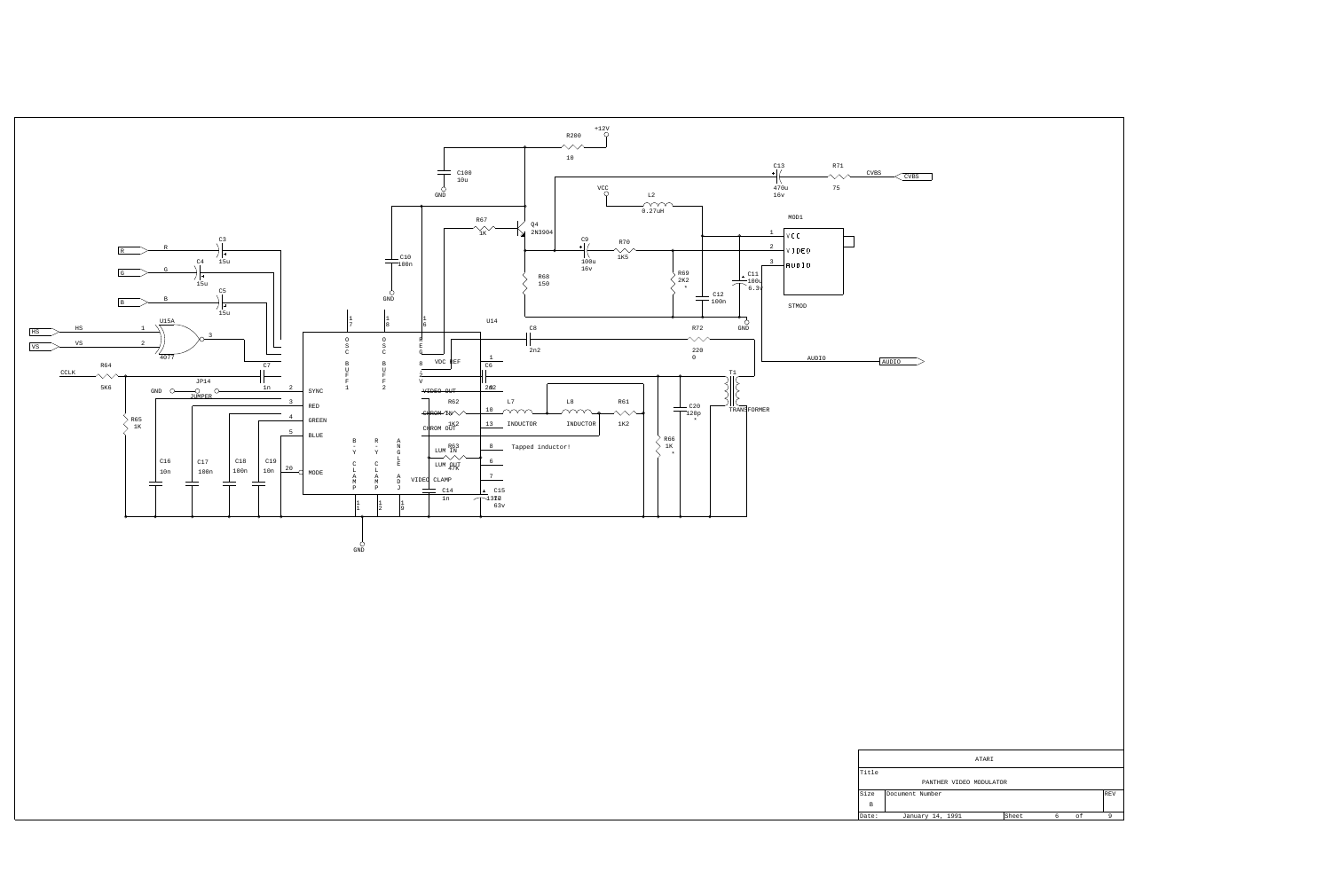| ATARI | | |
|---|---|---|
| Title | PANTHER VIDEO MODULATOR | |
| Size B | Document Number | REV |
| Date: January 14, 1991 | Sheet 6 of 9 | |

R200 10 +12V

C100 10u GND

C13 470u 16v

R71 75

CVBS

VCC L2 0.27uH

MOD1

R67 1K

Q4 2N3904

C9 100u 16v

R70 1K5

1 VCC
2 VIDEO
3 AUDIO

STMOD

R R C3 15u

G G C4 15u

B B C5 15u

C10 100n GND

R68 150

R69 2K2 *

C11 100u 6.3v

C12 100n

GND

HS HS 1

VS VS 2

U15A 4077 3

U14

C8 2n2

R72 2200

AUDIO AUDIO

CCLK R64 5K6

C7 1n

JP14 GND JUMPER

R65 1K

17 OSC BUFF 1

18 OSC BUFF 2

16 REG 8.2V

VDC REF 1

C6 2n2

2 SYNC

3 RED

4 GREEN

5 BLUE

20 MODE

VIDEO OUT

R62 1K2

CHROM IN 10

CHROM OUT 13

L7 INDUCTOR

L8 INDUCTOR

R61 1K2

T1 TRANSFORMER

C20 120p *

R66 1K *

C16 10n

C17 100n

C18 100n

C19 10n

B-Y CLAMP 11

R-Y CLAMP 12

ANGLE ADJ 19

R63 47K

LUM IN 8

LUM OUT 6

VIDEO CLAMP 7

Tapped inductor!

C14 1n

C15 10 63v

GND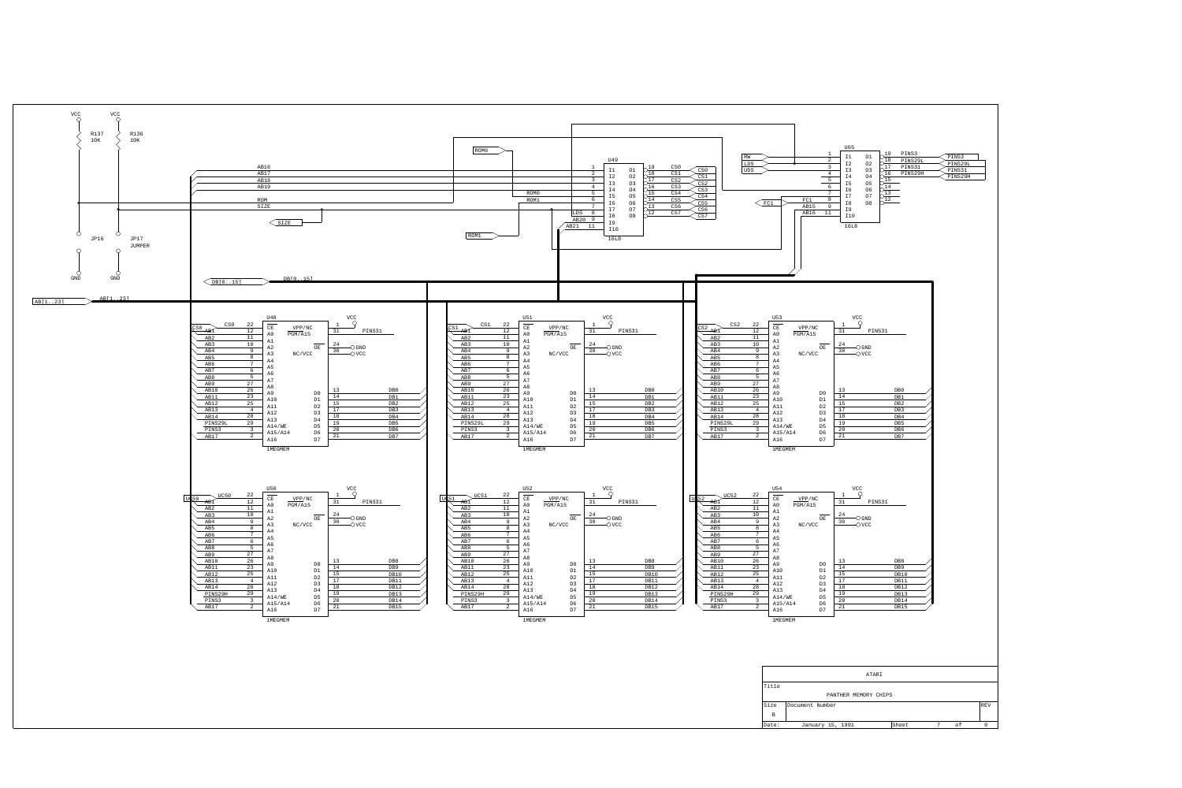| ATARI | | | |
|---|---|---|---|
| Title | PANTHER MEMORY CHIPS | | |
| Size B | Document Number | | REV |
| Date: January 15, 1991 | Sheet 7 of 9 | | |

U49 (16L8)

| Pin | Input | Pin | Output |
|---|---|---|---|
| 1 | AB16 | 19 | CS0 |
| 2 | AB17 | 18 | CS1 |
| 3 | AB18 | 17 | CS2 |
| 4 | AB19 | 16 | CS3 |
| 5 | ROM0 | 15 | CS4 |
| 6 | ROM1 | 14 | CS5 |
| 7 | SIZE | 13 | CS6 |
| 8 | LDS | 12 | CS7 |
| 9 | AB20 | | |
| 11 | AB21 | | |

U65 (16L8)

| Pin | Input | Pin | Output |
|---|---|---|---|
| 1 | RW | 19 | PINS3 |
| 2 | LDS | 18 | PINS29L |
| 3 | UDS | 17 | PINS31 |
| 8 | FC1 | 16 | PINS29H |
| 9 | AB15 | | |
| 11 | AB16 | | |

R137 10K, R136 10K (VCC); JP16, JP17 JUMPER (GND); ROM, SIZE

DB[0..15], AB[1..23]

U48, U51, U53 (1MEGMEM) — CE: CS0 / CS1 / CS2; outputs DB0–DB7

U50, U52, U54 (1MEGMEM) — CE: UCS0 / UCS1 / UCS2; outputs DB8–DB15

| Pin | Signal | Pin name |
|---|---|---|
| 22 | CS | CE |
| 12 | AB1 | A0 |
| 11 | AB2 | A1 |
| 10 | AB3 | A2 |
| 9 | AB4 | A3 |
| 8 | AB5 | A4 |
| 7 | AB6 | A5 |
| 6 | AB7 | A6 |
| 5 | AB8 | A7 |
| 27 | AB9 | A8 |
| 26 | AB10 | A9 |
| 23 | AB11 | A10 |
| 25 | AB12 | A11 |
| 4 | AB13 | A12 |
| 28 | AB14 | A13 |
| 29 | PINS29L / PINS29H | A14/WE |
| 3 | PINS3 | A15/A14 |
| 2 | AB17 | A16 |
| 1 | VCC | VPP/NC |
| 31 | PINS31 | PGM/A15 |
| 24 | GND | OE |
| 30 | VCC | NC/VCC |
| 13 | DB0 / DB8 | D0 |
| 14 | DB1 / DB9 | D1 |
| 15 | DB2 / DB10 | D2 |
| 17 | DB3 / DB11 | D3 |
| 18 | DB4 / DB12 | D4 |
| 19 | DB5 / DB13 | D5 |
| 20 | DB6 / DB14 | D6 |
| 21 | DB7 / DB15 | D7 |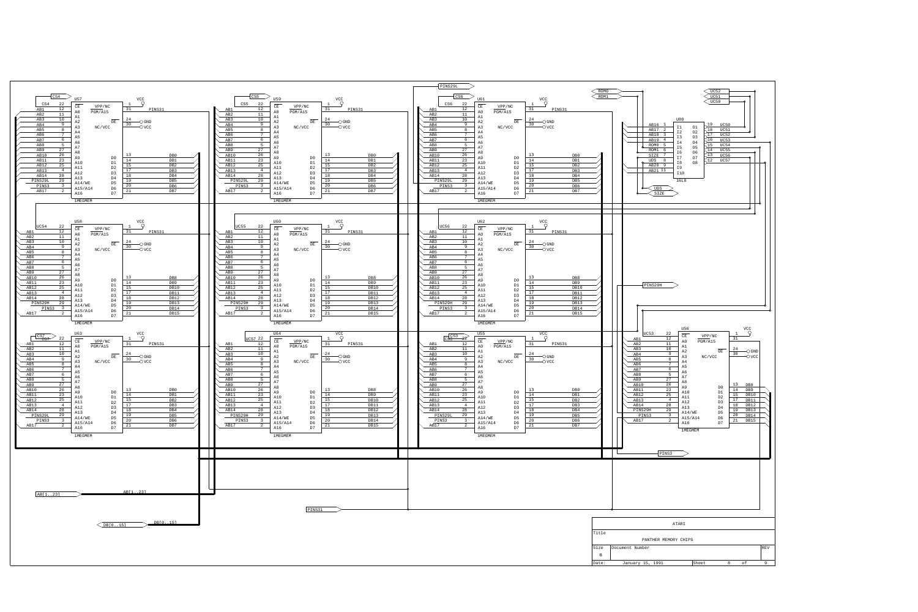# PANTHER MEMORY CHIPS

| ATARI | | | |
|---|---|---|---|
| Title | PANTHER MEMORY CHIPS | | |
| Size | Document Number | | REV |
| B | | | |
| Date: | January 15, 1991 | Sheet 8 of 9 | |

## Memory chips (1MEGMEM)

All memory chips share the same pinout: CE (22), A0–A16 (A0=12, A1=11, A2=10, A3=9, A4=8, A5=7, A6=6, A7=5, A8=27, A9=26, A10=23, A11=25, A12=4, A13=28, A14/WE=29, A15/A14=3, A16=2), VPP/NC (1, VCC), PGM/A15 (31, PINS31), OE (24, GND), NC/VCC (30, VCC), D0–D7 (13, 14, 15, 17, 18, 19, 20, 21).

Address connections: AB1–AB14 → A0–A13; A15/A14 → PINS3; A16 → AB17.

| Chip | CE | A14/WE | Data |
|---|---|---|---|
| U57 | CS4 | PINS29L | DB0–DB7 |
| U59 | CS5 | PINS29L | DB0–DB7 |
| U61 | CS6 | PINS29L | DB0–DB7 |
| U58 | UC54 | PINS29H | DB8–DB15 |
| U60 | UC55 | PINS29H | DB8–DB15 |
| U62 | UC56 | PINS29H | DB8–DB15 |
| U63 | CS7 | PINS29L | DB0–DB7 |
| U64 | UC57 | PINS29H | DB8–DB15 |
| U55 | CS3 | PINS29L | DB0–DB7 |
| U56 | UC53 | PINS29H | DB8–DB15 |

## U80 (16L8)

| Pin | Input | Pin | Output |
|---|---|---|---|
| 1 (I1) | AB16 | 19 (O1) | UC50 |
| 2 (I2) | AB17 | 18 (O2) | UC51 |
| 3 (I3) | AB18 | 17 (O3) | UC52 |
| 4 (I4) | AB19 | 16 (O4) | UC53 |
| 5 (I5) | ROM0 | 15 (O5) | UC54 |
| 6 (I6) | ROM1 | 14 (O6) | UC55 |
| 7 (I7) | SIZE | 13 (O7) | UC56 |
| 8 (I8) | UDS | 12 (O8) | UC57 |
| 9 (I9) | AB20 | | |
| 11 (I10) | AB21 | | |

Signals/ports: ROM0, ROM1, UC52, UC51, UC50, UDS, SIZE, PINS29L, PINS29H, PINS3, PINS31, AB[1..23], DB[0..15]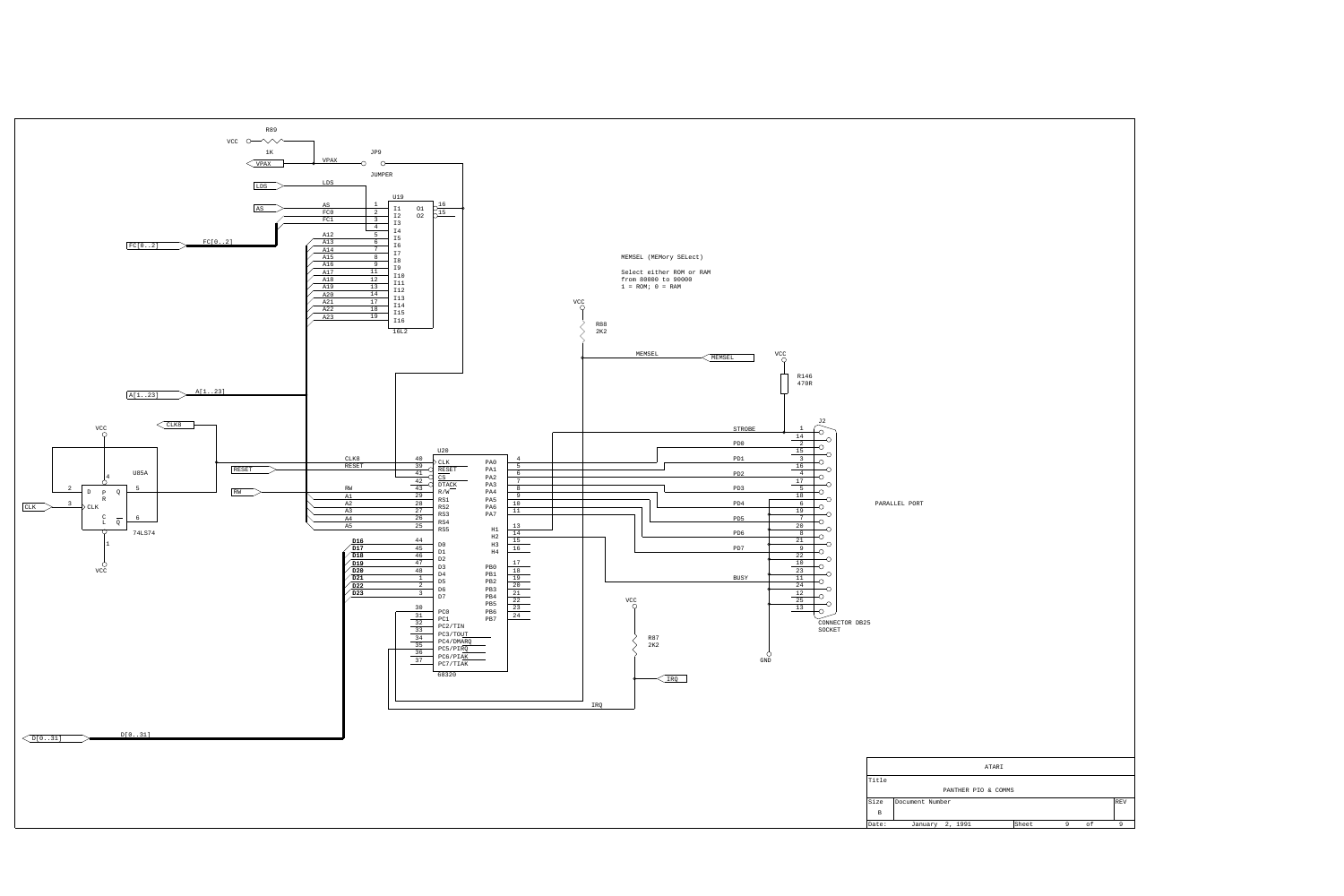MEMSEL (MEMory SELect)

Select either ROM or RAM
from 80000 to 90000
1 = ROM; 0 = RAM

PARALLEL PORT

| | | | | |
|---|---|---|---|---|
| ATARI | | | | |
| Title | PANTHER PIO & COMMS | | | |
| Size | Document Number | | | REV |
| B | | | | |
| Date: | January 2, 1991 | Sheet | 9 of 9 | |

VCC
R89
1K
VPAX
VPAX
JP9
JUMPER
LDS
LDS
AS
AS
FC0
FC1
FC[0..2]
FC[0..2]
A12
A13
A14
A15
A16
A17
A18
A19
A20
A21
A22
A23
U19
16L2
A[1..23]
A[1..23]
CLK8
VCC
U85A
74LS74
CLK
VCC
RESET
RW
CLK8
RESET
RW
A1
A2
A3
A4
A5
U28
68320
D16
D17
D18
D19
D20
D21
D22
D23
D[0..31]
D[0..31]
VCC
R88
2K2
MEMSEL
MEMSEL
VCC
R146
470R
STROBE
PD0
PD1
PD2
PD3
PD4
PD5
PD6
PD7
BUSY
GND
J2
CONNECTOR DB25
SOCKET
VCC
R87
2K2
IRQ
IRQ